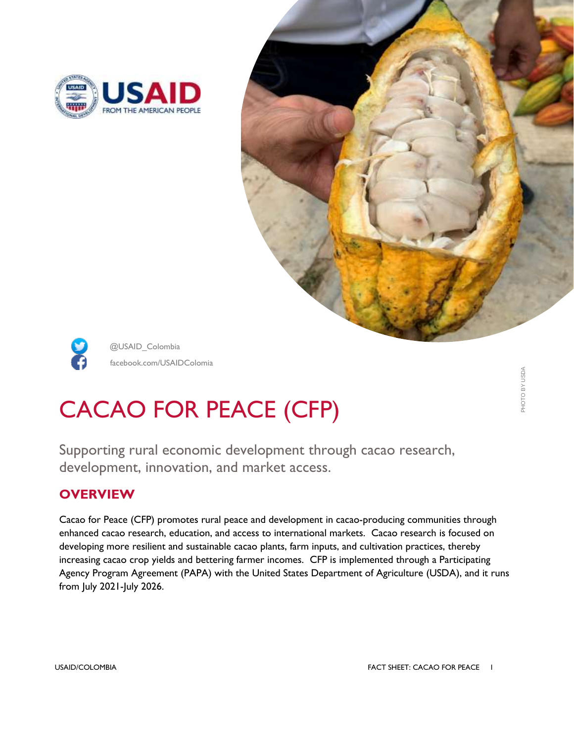@USAID_Colombia

facebook.com/USAIDColomia

PHOTO BY USDA

# CACAO FOR PEACE (CFP)

Supporting rural economic development through cacao research, development, innovation, and market access.

## OVERVIEW

Cacao for Peace (CFP) promotes rural peace and development in cacao-producing communities through enhanced cacao research, education, and access to international markets. Cacao research is focused on developing more resilient and sustainable cacao plants, farm inputs, and cultivation practices, thereby increasing cacao crop yields and bettering farmer incomes. CFP is implemented through a Participating Agency Program Agreement (PAPA) with the United States Department of Agriculture (USDA), and it runs from July 2021-July 2026.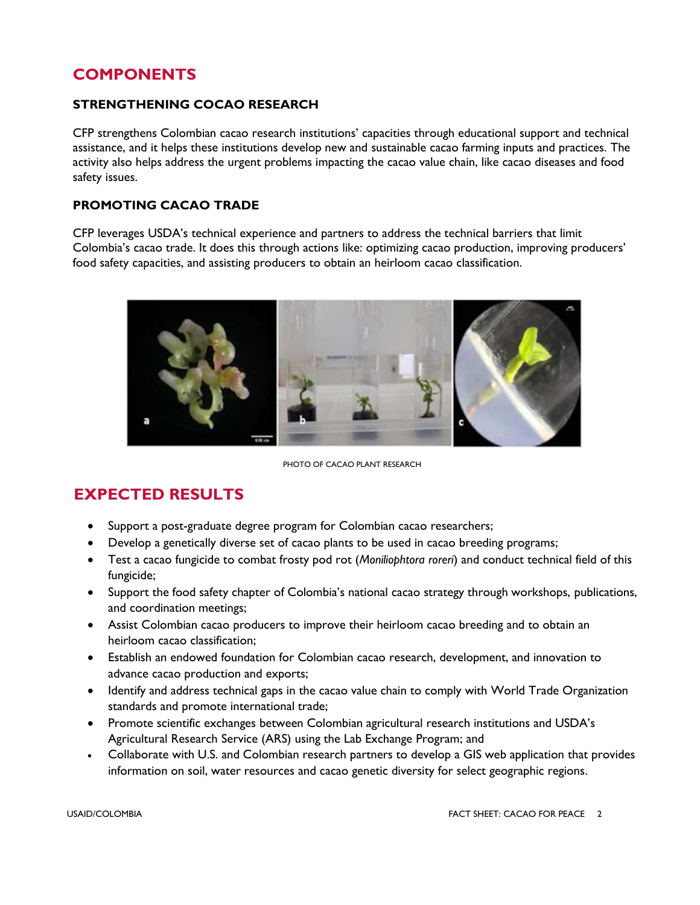## COMPONENTS

### STRENGTHENING COCAO RESEARCH

CFP strengthens Colombian cacao research institutions' capacities through educational support and technical assistance, and it helps these institutions develop new and sustainable cacao farming inputs and practices. The activity also helps address the urgent problems impacting the cacao value chain, like cacao diseases and food safety issues.

### PROMOTING CACAO TRADE

CFP leverages USDA's technical experience and partners to address the technical barriers that limit Colombia's cacao trade. It does this through actions like: optimizing cacao production, improving producers' food safety capacities, and assisting producers to obtain an heirloom cacao classification.

PHOTO OF CACAO PLANT RESEARCH

## EXPECTED RESULTS

- Support a post-graduate degree program for Colombian cacao researchers;
- Develop a genetically diverse set of cacao plants to be used in cacao breeding programs;
- Test a cacao fungicide to combat frosty pod rot (*Moniliophtora roreri*) and conduct technical field of this fungicide;
- Support the food safety chapter of Colombia's national cacao strategy through workshops, publications, and coordination meetings;
- Assist Colombian cacao producers to improve their heirloom cacao breeding and to obtain an heirloom cacao classification;
- Establish an endowed foundation for Colombian cacao research, development, and innovation to advance cacao production and exports;
- Identify and address technical gaps in the cacao value chain to comply with World Trade Organization standards and promote international trade;
- Promote scientific exchanges between Colombian agricultural research institutions and USDA's Agricultural Research Service (ARS) using the Lab Exchange Program; and
- Collaborate with U.S. and Colombian research partners to develop a GIS web application that provides information on soil, water resources and cacao genetic diversity for select geographic regions.